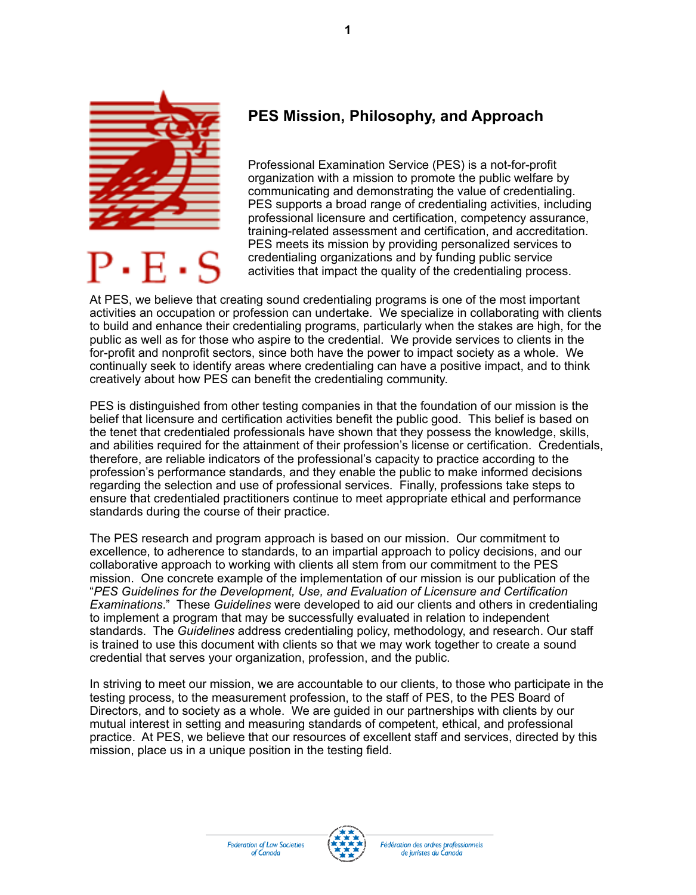## PES Mission, Philosophy, and Approach

Professional Examination Service (PES) is a not-for-profit organization with a mission to promote the public welfare by communicating and demonstrating the value of credentialing. PES supports a broad range of credentialing activities, including professional licensure and certification, competency assurance, training-related assessment and certification, and accreditation. PES meets its mission by providing personalized services to credentialing organizations and by funding public service activities that impact the quality of the credentialing process.

At PES, we believe that creating sound credentialing programs is one of the most important activities an occupation or profession can undertake. We specialize in collaborating with clients to build and enhance their credentialing programs, particularly when the stakes are high, for the public as well as for those who aspire to the credential. We provide services to clients in the for-profit and nonprofit sectors, since both have the power to impact society as a whole. We continually seek to identify areas where credentialing can have a positive impact, and to think creatively about how PES can benefit the credentialing community.

PES is distinguished from other testing companies in that the foundation of our mission is the belief that licensure and certification activities benefit the public good. This belief is based on the tenet that credentialed professionals have shown that they possess the knowledge, skills, and abilities required for the attainment of their profession's license or certification. Credentials, therefore, are reliable indicators of the professional's capacity to practice according to the profession's performance standards, and they enable the public to make informed decisions regarding the selection and use of professional services. Finally, professions take steps to ensure that credentialed practitioners continue to meet appropriate ethical and performance standards during the course of their practice.

The PES research and program approach is based on our mission. Our commitment to excellence, to adherence to standards, to an impartial approach to policy decisions, and our collaborative approach to working with clients all stem from our commitment to the PES mission. One concrete example of the implementation of our mission is our publication of the "*PES Guidelines for the Development, Use, and Evaluation of Licensure and Certification Examinations*." These *Guidelines* were developed to aid our clients and others in credentialing to implement a program that may be successfully evaluated in relation to independent standards. The *Guidelines* address credentialing policy, methodology, and research. Our staff is trained to use this document with clients so that we may work together to create a sound credential that serves your organization, profession, and the public.

In striving to meet our mission, we are accountable to our clients, to those who participate in the testing process, to the measurement profession, to the staff of PES, to the PES Board of Directors, and to society as a whole. We are guided in our partnerships with clients by our mutual interest in setting and measuring standards of competent, ethical, and professional practice. At PES, we believe that our resources of excellent staff and services, directed by this mission, place us in a unique position in the testing field.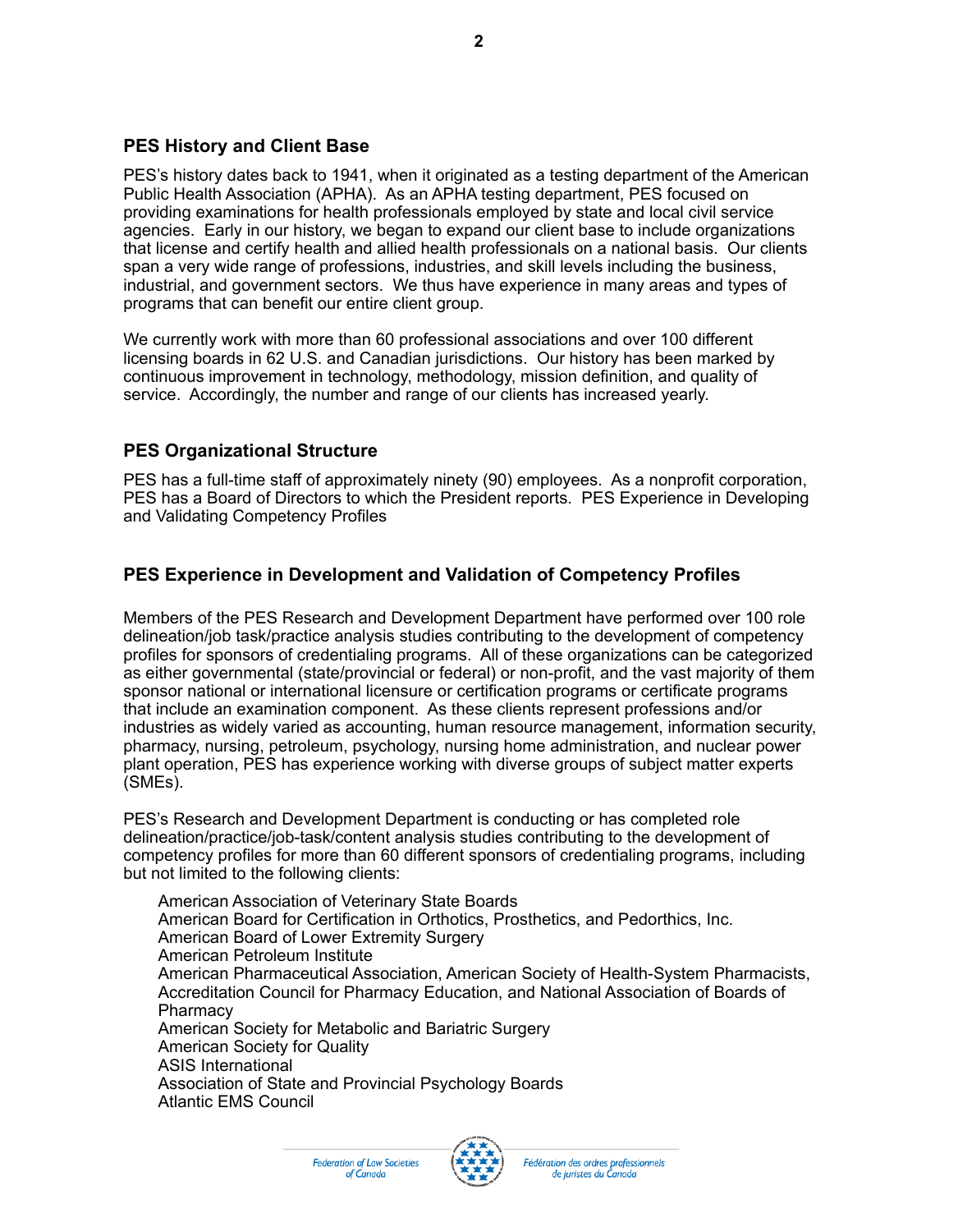## PES History and Client Base

PES's history dates back to 1941, when it originated as a testing department of the American Public Health Association (APHA). As an APHA testing department, PES focused on providing examinations for health professionals employed by state and local civil service agencies. Early in our history, we began to expand our client base to include organizations that license and certify health and allied health professionals on a national basis. Our clients span a very wide range of professions, industries, and skill levels including the business, industrial, and government sectors. We thus have experience in many areas and types of programs that can benefit our entire client group.

We currently work with more than 60 professional associations and over 100 different licensing boards in 62 U.S. and Canadian jurisdictions. Our history has been marked by continuous improvement in technology, methodology, mission definition, and quality of service. Accordingly, the number and range of our clients has increased yearly.

## PES Organizational Structure

PES has a full-time staff of approximately ninety (90) employees. As a nonprofit corporation, PES has a Board of Directors to which the President reports. PES Experience in Developing and Validating Competency Profiles

## PES Experience in Development and Validation of Competency Profiles

Members of the PES Research and Development Department have performed over 100 role delineation/job task/practice analysis studies contributing to the development of competency profiles for sponsors of credentialing programs. All of these organizations can be categorized as either governmental (state/provincial or federal) or non-profit, and the vast majority of them sponsor national or international licensure or certification programs or certificate programs that include an examination component. As these clients represent professions and/or industries as widely varied as accounting, human resource management, information security, pharmacy, nursing, petroleum, psychology, nursing home administration, and nuclear power plant operation, PES has experience working with diverse groups of subject matter experts (SMEs).

PES's Research and Development Department is conducting or has completed role delineation/practice/job-task/content analysis studies contributing to the development of competency profiles for more than 60 different sponsors of credentialing programs, including but not limited to the following clients:

- American Association of Veterinary State Boards
- American Board for Certification in Orthotics, Prosthetics, and Pedorthics, Inc.
- American Board of Lower Extremity Surgery
- American Petroleum Institute
- American Pharmaceutical Association, American Society of Health-System Pharmacists, Accreditation Council for Pharmacy Education, and National Association of Boards of Pharmacy
- American Society for Metabolic and Bariatric Surgery
- American Society for Quality
- ASIS International
- Association of State and Provincial Psychology Boards
- Atlantic EMS Council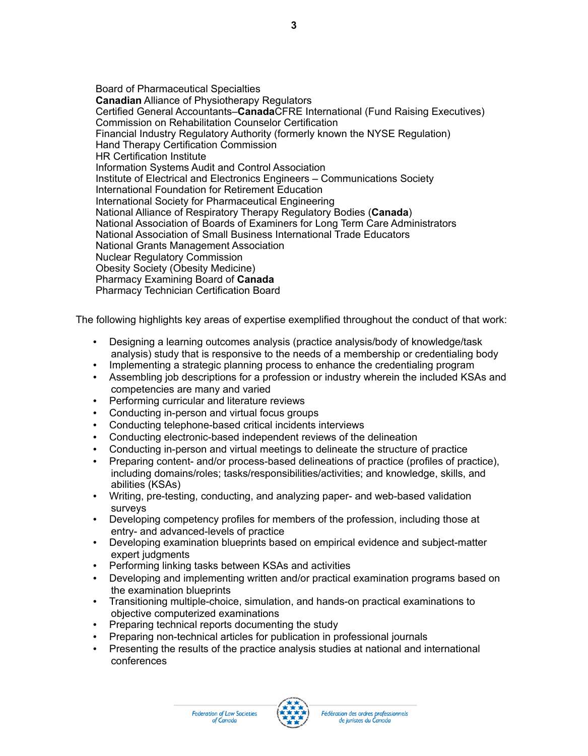Board of Pharmaceutical Specialties
**Canadian** Alliance of Physiotherapy Regulators
Certified General Accountants–**Canada**CFRE International (Fund Raising Executives)
Commission on Rehabilitation Counselor Certification
Financial Industry Regulatory Authority (formerly known the NYSE Regulation)
Hand Therapy Certification Commission
HR Certification Institute
Information Systems Audit and Control Association
Institute of Electrical and Electronics Engineers – Communications Society
International Foundation for Retirement Education
International Society for Pharmaceutical Engineering
National Alliance of Respiratory Therapy Regulatory Bodies (**Canada**)
National Association of Boards of Examiners for Long Term Care Administrators
National Association of Small Business International Trade Educators
National Grants Management Association
Nuclear Regulatory Commission
Obesity Society (Obesity Medicine)
Pharmacy Examining Board of **Canada**
Pharmacy Technician Certification Board

The following highlights key areas of expertise exemplified throughout the conduct of that work:

- Designing a learning outcomes analysis (practice analysis/body of knowledge/task analysis) study that is responsive to the needs of a membership or credentialing body
- Implementing a strategic planning process to enhance the credentialing program
- Assembling job descriptions for a profession or industry wherein the included KSAs and competencies are many and varied
- Performing curricular and literature reviews
- Conducting in-person and virtual focus groups
- Conducting telephone-based critical incidents interviews
- Conducting electronic-based independent reviews of the delineation
- Conducting in-person and virtual meetings to delineate the structure of practice
- Preparing content- and/or process-based delineations of practice (profiles of practice), including domains/roles; tasks/responsibilities/activities; and knowledge, skills, and abilities (KSAs)
- Writing, pre-testing, conducting, and analyzing paper- and web-based validation surveys
- Developing competency profiles for members of the profession, including those at entry- and advanced-levels of practice
- Developing examination blueprints based on empirical evidence and subject-matter expert judgments
- Performing linking tasks between KSAs and activities
- Developing and implementing written and/or practical examination programs based on the examination blueprints
- Transitioning multiple-choice, simulation, and hands-on practical examinations to objective computerized examinations
- Preparing technical reports documenting the study
- Preparing non-technical articles for publication in professional journals
- Presenting the results of the practice analysis studies at national and international conferences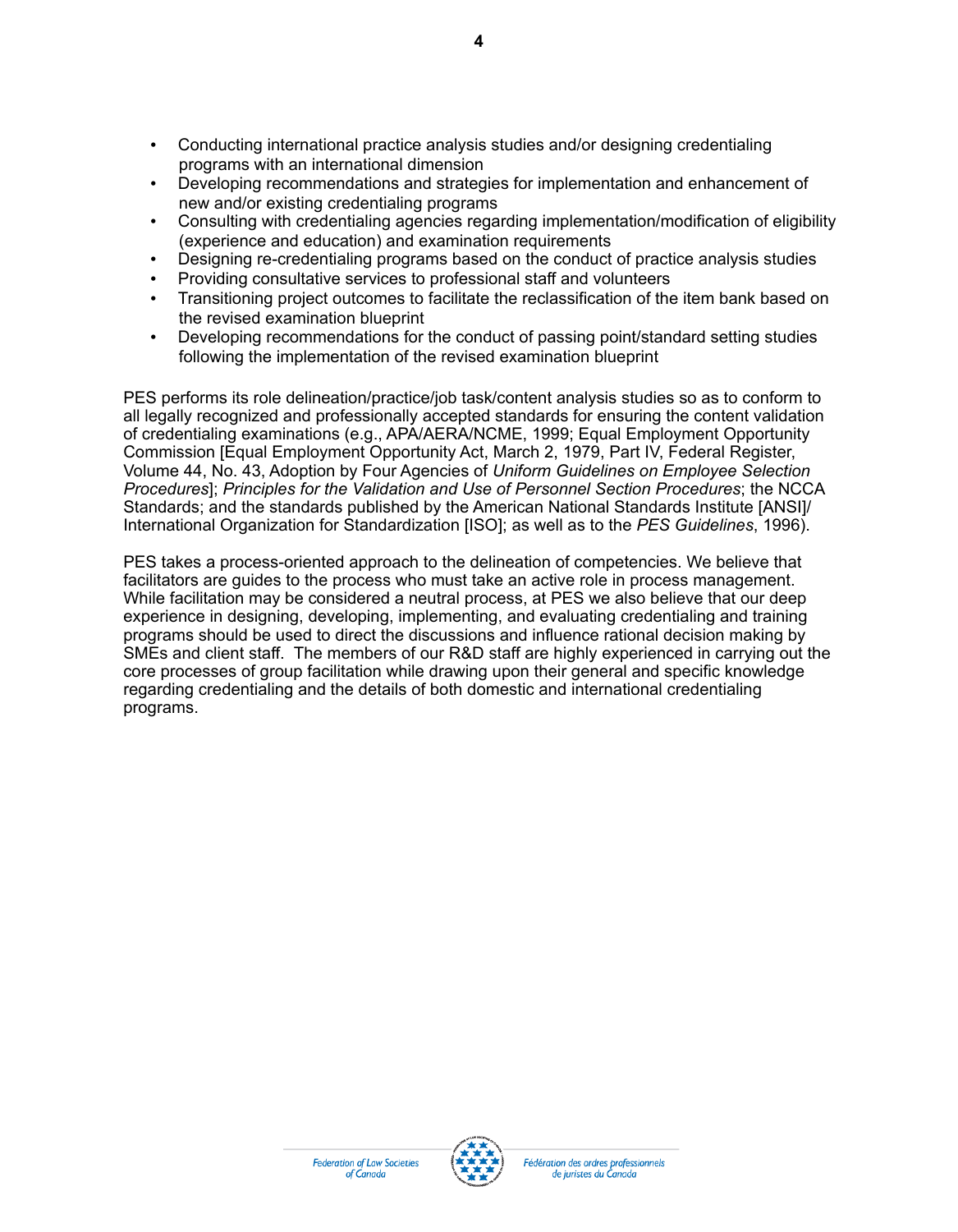- Conducting international practice analysis studies and/or designing credentialing programs with an international dimension
- Developing recommendations and strategies for implementation and enhancement of new and/or existing credentialing programs
- Consulting with credentialing agencies regarding implementation/modification of eligibility (experience and education) and examination requirements
- Designing re-credentialing programs based on the conduct of practice analysis studies
- Providing consultative services to professional staff and volunteers
- Transitioning project outcomes to facilitate the reclassification of the item bank based on the revised examination blueprint
- Developing recommendations for the conduct of passing point/standard setting studies following the implementation of the revised examination blueprint

PES performs its role delineation/practice/job task/content analysis studies so as to conform to all legally recognized and professionally accepted standards for ensuring the content validation of credentialing examinations (e.g., APA/AERA/NCME, 1999; Equal Employment Opportunity Commission [Equal Employment Opportunity Act, March 2, 1979, Part IV, Federal Register, Volume 44, No. 43, Adoption by Four Agencies of *Uniform Guidelines on Employee Selection Procedures*]; *Principles for the Validation and Use of Personnel Section Procedures*; the NCCA Standards; and the standards published by the American National Standards Institute [ANSI]/ International Organization for Standardization [ISO]; as well as to the *PES Guidelines*, 1996).

PES takes a process-oriented approach to the delineation of competencies. We believe that facilitators are guides to the process who must take an active role in process management. While facilitation may be considered a neutral process, at PES we also believe that our deep experience in designing, developing, implementing, and evaluating credentialing and training programs should be used to direct the discussions and influence rational decision making by SMEs and client staff. The members of our R&D staff are highly experienced in carrying out the core processes of group facilitation while drawing upon their general and specific knowledge regarding credentialing and the details of both domestic and international credentialing programs.